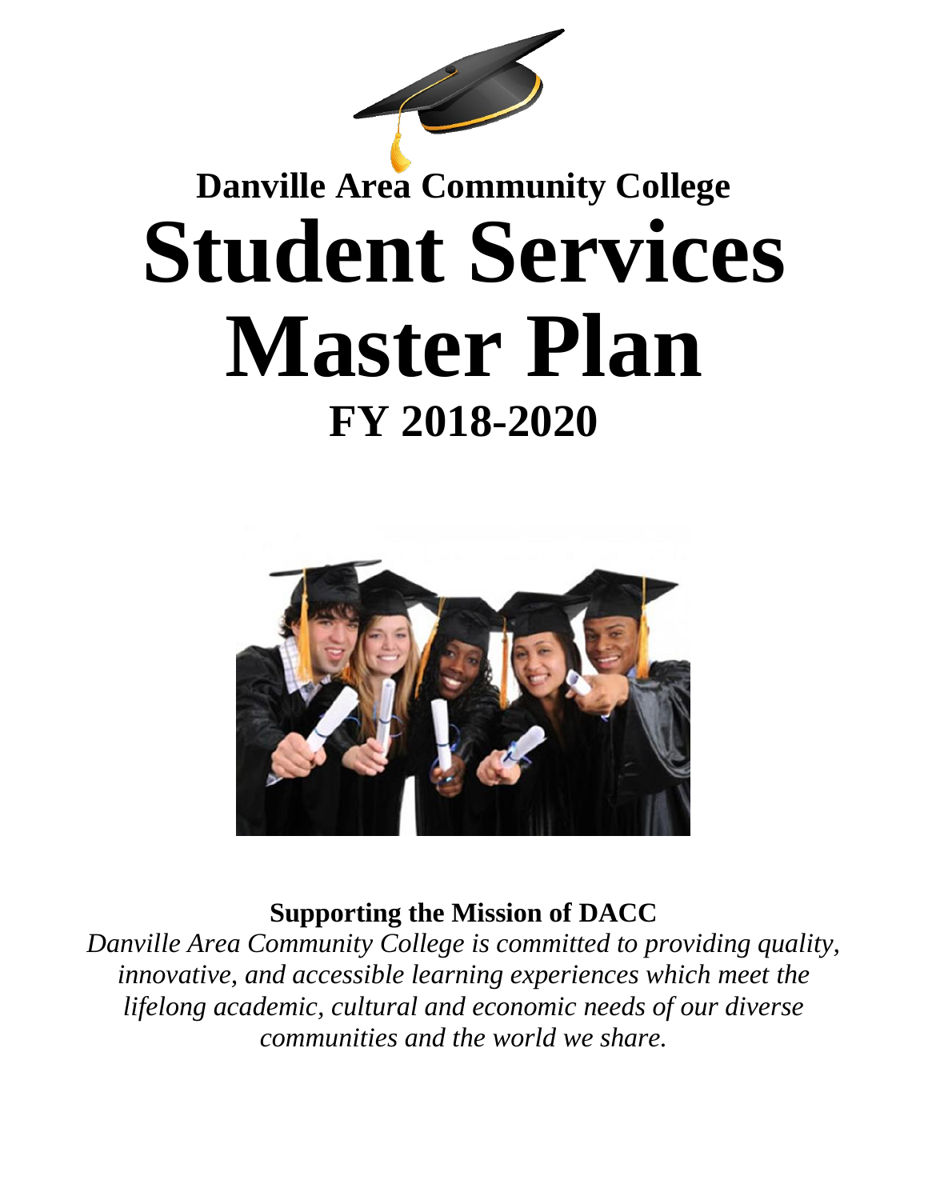# Danville Area Community College

# Student Services Master Plan

## FY 2018-2020

**Supporting the Mission of DACC**

*Danville Area Community College is committed to providing quality, innovative, and accessible learning experiences which meet the lifelong academic, cultural and economic needs of our diverse communities and the world we share.*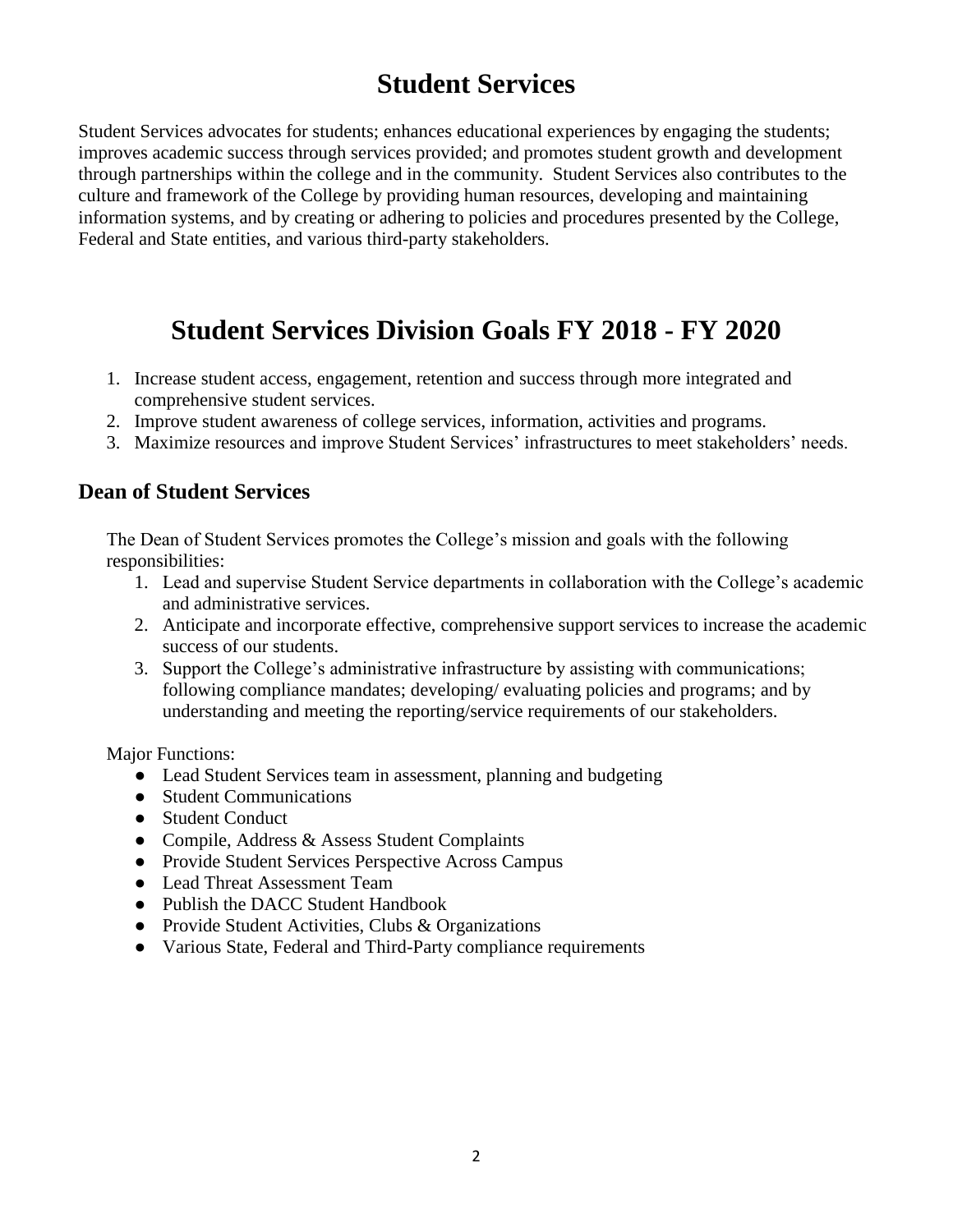# Student Services

Student Services advocates for students; enhances educational experiences by engaging the students; improves academic success through services provided; and promotes student growth and development through partnerships within the college and in the community. Student Services also contributes to the culture and framework of the College by providing human resources, developing and maintaining information systems, and by creating or adhering to policies and procedures presented by the College, Federal and State entities, and various third-party stakeholders.

# Student Services Division Goals FY 2018 - FY 2020

1. Increase student access, engagement, retention and success through more integrated and comprehensive student services.
2. Improve student awareness of college services, information, activities and programs.
3. Maximize resources and improve Student Services' infrastructures to meet stakeholders' needs.

## Dean of Student Services

The Dean of Student Services promotes the College's mission and goals with the following responsibilities:

1. Lead and supervise Student Service departments in collaboration with the College's academic and administrative services.
2. Anticipate and incorporate effective, comprehensive support services to increase the academic success of our students.
3. Support the College's administrative infrastructure by assisting with communications; following compliance mandates; developing/ evaluating policies and programs; and by understanding and meeting the reporting/service requirements of our stakeholders.

Major Functions:

- Lead Student Services team in assessment, planning and budgeting
- Student Communications
- Student Conduct
- Compile, Address & Assess Student Complaints
- Provide Student Services Perspective Across Campus
- Lead Threat Assessment Team
- Publish the DACC Student Handbook
- Provide Student Activities, Clubs & Organizations
- Various State, Federal and Third-Party compliance requirements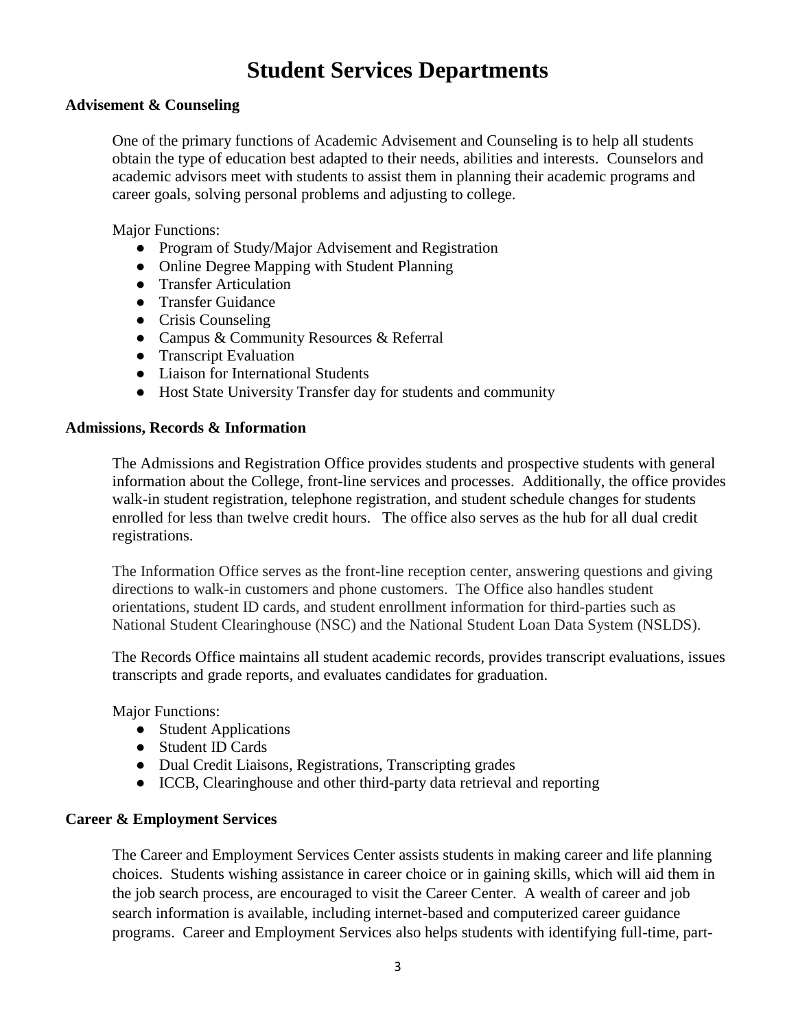# Student Services Departments

### Advisement & Counseling

One of the primary functions of Academic Advisement and Counseling is to help all students obtain the type of education best adapted to their needs, abilities and interests. Counselors and academic advisors meet with students to assist them in planning their academic programs and career goals, solving personal problems and adjusting to college.

Major Functions:

- Program of Study/Major Advisement and Registration
- Online Degree Mapping with Student Planning
- Transfer Articulation
- Transfer Guidance
- Crisis Counseling
- Campus & Community Resources & Referral
- Transcript Evaluation
- Liaison for International Students
- Host State University Transfer day for students and community

### Admissions, Records & Information

The Admissions and Registration Office provides students and prospective students with general information about the College, front-line services and processes. Additionally, the office provides walk-in student registration, telephone registration, and student schedule changes for students enrolled for less than twelve credit hours. The office also serves as the hub for all dual credit registrations.

The Information Office serves as the front-line reception center, answering questions and giving directions to walk-in customers and phone customers. The Office also handles student orientations, student ID cards, and student enrollment information for third-parties such as National Student Clearinghouse (NSC) and the National Student Loan Data System (NSLDS).

The Records Office maintains all student academic records, provides transcript evaluations, issues transcripts and grade reports, and evaluates candidates for graduation.

Major Functions:

- Student Applications
- Student ID Cards
- Dual Credit Liaisons, Registrations, Transcripting grades
- ICCB, Clearinghouse and other third-party data retrieval and reporting

### Career & Employment Services

The Career and Employment Services Center assists students in making career and life planning choices. Students wishing assistance in career choice or in gaining skills, which will aid them in the job search process, are encouraged to visit the Career Center. A wealth of career and job search information is available, including internet-based and computerized career guidance programs. Career and Employment Services also helps students with identifying full-time, part-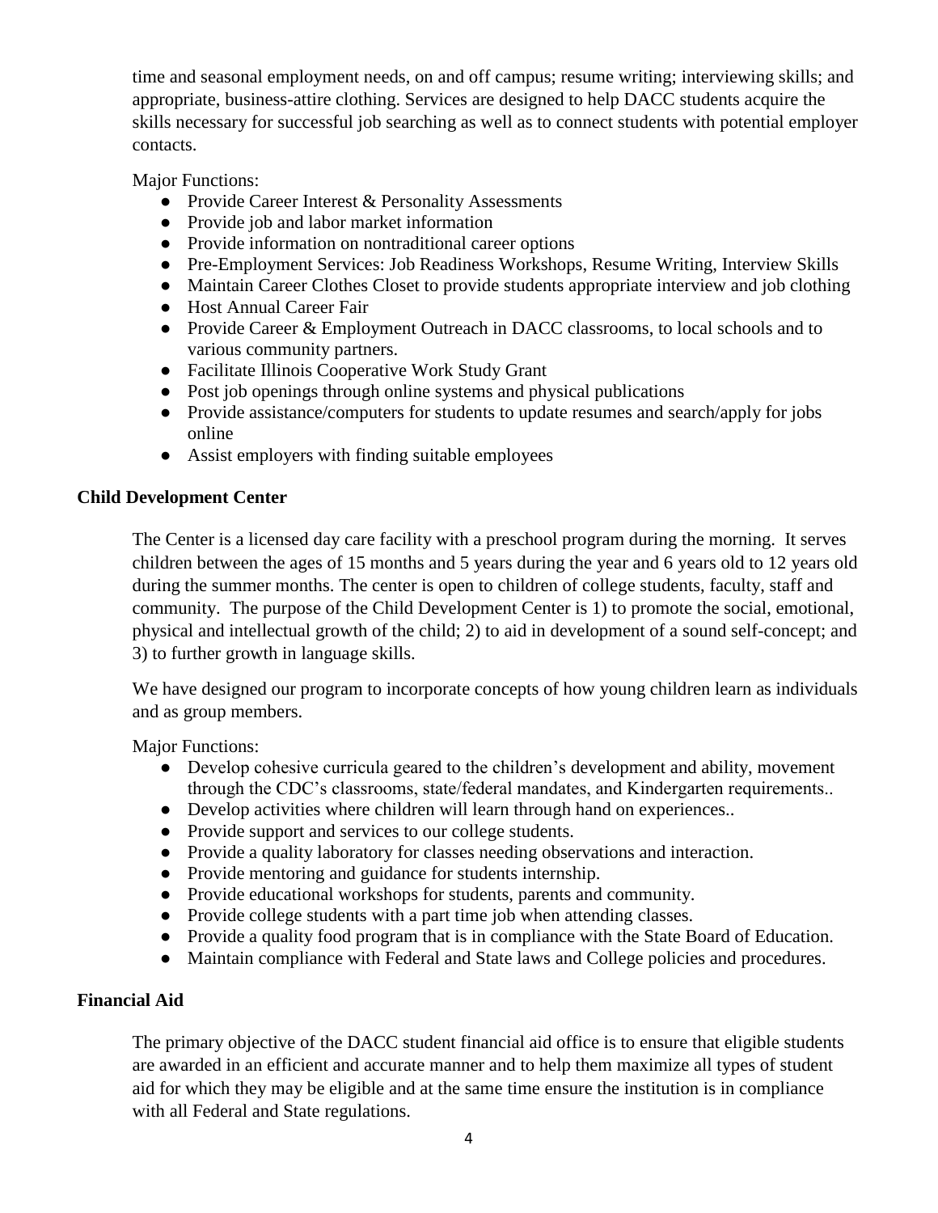time and seasonal employment needs, on and off campus; resume writing; interviewing skills; and appropriate, business-attire clothing. Services are designed to help DACC students acquire the skills necessary for successful job searching as well as to connect students with potential employer contacts.

Major Functions:

- Provide Career Interest & Personality Assessments
- Provide job and labor market information
- Provide information on nontraditional career options
- Pre-Employment Services: Job Readiness Workshops, Resume Writing, Interview Skills
- Maintain Career Clothes Closet to provide students appropriate interview and job clothing
- Host Annual Career Fair
- Provide Career & Employment Outreach in DACC classrooms, to local schools and to various community partners.
- Facilitate Illinois Cooperative Work Study Grant
- Post job openings through online systems and physical publications
- Provide assistance/computers for students to update resumes and search/apply for jobs online
- Assist employers with finding suitable employees

**Child Development Center**

The Center is a licensed day care facility with a preschool program during the morning. It serves children between the ages of 15 months and 5 years during the year and 6 years old to 12 years old during the summer months. The center is open to children of college students, faculty, staff and community. The purpose of the Child Development Center is 1) to promote the social, emotional, physical and intellectual growth of the child; 2) to aid in development of a sound self-concept; and 3) to further growth in language skills.

We have designed our program to incorporate concepts of how young children learn as individuals and as group members.

Major Functions:

- Develop cohesive curricula geared to the children's development and ability, movement through the CDC's classrooms, state/federal mandates, and Kindergarten requirements..
- Develop activities where children will learn through hand on experiences..
- Provide support and services to our college students.
- Provide a quality laboratory for classes needing observations and interaction.
- Provide mentoring and guidance for students internship.
- Provide educational workshops for students, parents and community.
- Provide college students with a part time job when attending classes.
- Provide a quality food program that is in compliance with the State Board of Education.
- Maintain compliance with Federal and State laws and College policies and procedures.

**Financial Aid**

The primary objective of the DACC student financial aid office is to ensure that eligible students are awarded in an efficient and accurate manner and to help them maximize all types of student aid for which they may be eligible and at the same time ensure the institution is in compliance with all Federal and State regulations.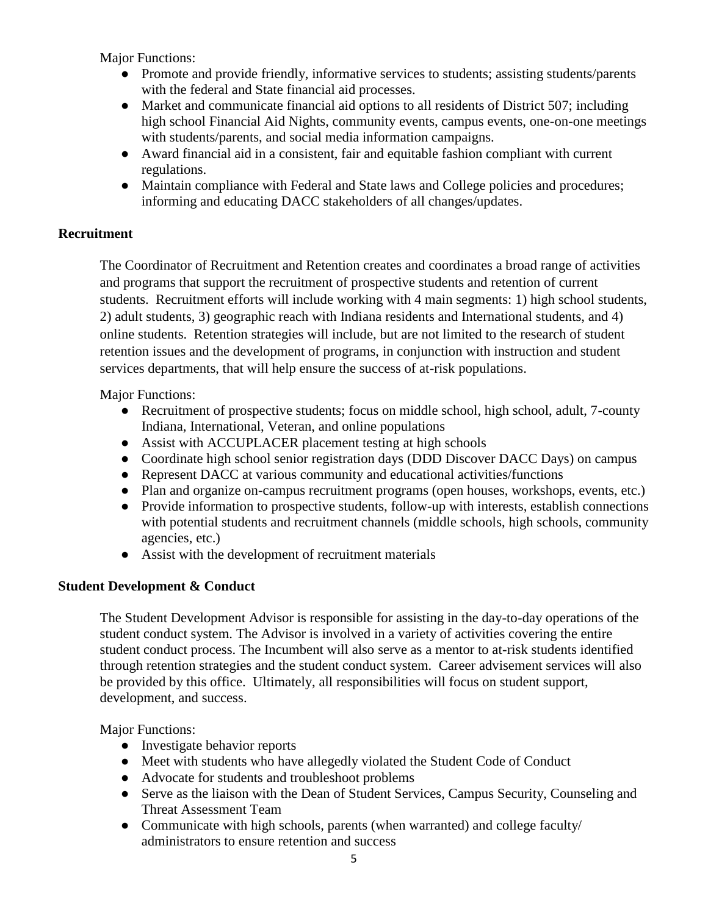Major Functions:

- Promote and provide friendly, informative services to students; assisting students/parents with the federal and State financial aid processes.
- Market and communicate financial aid options to all residents of District 507; including high school Financial Aid Nights, community events, campus events, one-on-one meetings with students/parents, and social media information campaigns.
- Award financial aid in a consistent, fair and equitable fashion compliant with current regulations.
- Maintain compliance with Federal and State laws and College policies and procedures; informing and educating DACC stakeholders of all changes/updates.

**Recruitment**

The Coordinator of Recruitment and Retention creates and coordinates a broad range of activities and programs that support the recruitment of prospective students and retention of current students. Recruitment efforts will include working with 4 main segments: 1) high school students, 2) adult students, 3) geographic reach with Indiana residents and International students, and 4) online students. Retention strategies will include, but are not limited to the research of student retention issues and the development of programs, in conjunction with instruction and student services departments, that will help ensure the success of at-risk populations.

Major Functions:

- Recruitment of prospective students; focus on middle school, high school, adult, 7-county Indiana, International, Veteran, and online populations
- Assist with ACCUPLACER placement testing at high schools
- Coordinate high school senior registration days (DDD Discover DACC Days) on campus
- Represent DACC at various community and educational activities/functions
- Plan and organize on-campus recruitment programs (open houses, workshops, events, etc.)
- Provide information to prospective students, follow-up with interests, establish connections with potential students and recruitment channels (middle schools, high schools, community agencies, etc.)
- Assist with the development of recruitment materials

**Student Development & Conduct**

The Student Development Advisor is responsible for assisting in the day-to-day operations of the student conduct system. The Advisor is involved in a variety of activities covering the entire student conduct process. The Incumbent will also serve as a mentor to at-risk students identified through retention strategies and the student conduct system. Career advisement services will also be provided by this office. Ultimately, all responsibilities will focus on student support, development, and success.

Major Functions:

- Investigate behavior reports
- Meet with students who have allegedly violated the Student Code of Conduct
- Advocate for students and troubleshoot problems
- Serve as the liaison with the Dean of Student Services, Campus Security, Counseling and Threat Assessment Team
- Communicate with high schools, parents (when warranted) and college faculty/ administrators to ensure retention and success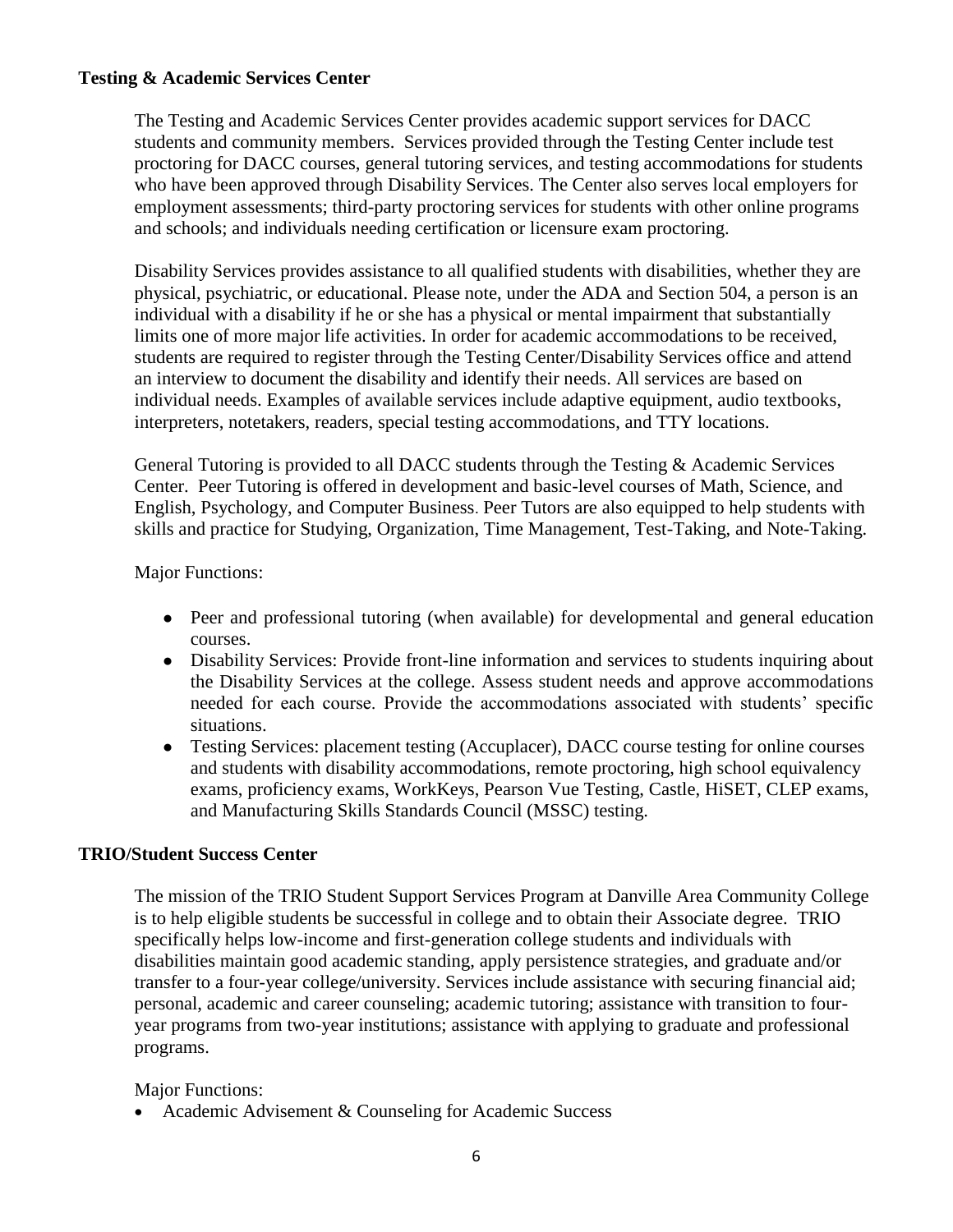**Testing & Academic Services Center**

The Testing and Academic Services Center provides academic support services for DACC students and community members. Services provided through the Testing Center include test proctoring for DACC courses, general tutoring services, and testing accommodations for students who have been approved through Disability Services. The Center also serves local employers for employment assessments; third-party proctoring services for students with other online programs and schools; and individuals needing certification or licensure exam proctoring.

Disability Services provides assistance to all qualified students with disabilities, whether they are physical, psychiatric, or educational. Please note, under the ADA and Section 504, a person is an individual with a disability if he or she has a physical or mental impairment that substantially limits one of more major life activities. In order for academic accommodations to be received, students are required to register through the Testing Center/Disability Services office and attend an interview to document the disability and identify their needs. All services are based on individual needs. Examples of available services include adaptive equipment, audio textbooks, interpreters, notetakers, readers, special testing accommodations, and TTY locations.

General Tutoring is provided to all DACC students through the Testing & Academic Services Center. Peer Tutoring is offered in development and basic-level courses of Math, Science, and English, Psychology, and Computer Business. Peer Tutors are also equipped to help students with skills and practice for Studying, Organization, Time Management, Test-Taking, and Note-Taking.

Major Functions:

- Peer and professional tutoring (when available) for developmental and general education courses.
- Disability Services: Provide front-line information and services to students inquiring about the Disability Services at the college. Assess student needs and approve accommodations needed for each course. Provide the accommodations associated with students' specific situations.
- Testing Services: placement testing (Accuplacer), DACC course testing for online courses and students with disability accommodations, remote proctoring, high school equivalency exams, proficiency exams, WorkKeys, Pearson Vue Testing, Castle, HiSET, CLEP exams, and Manufacturing Skills Standards Council (MSSC) testing.

**TRIO/Student Success Center**

The mission of the TRIO Student Support Services Program at Danville Area Community College is to help eligible students be successful in college and to obtain their Associate degree. TRIO specifically helps low-income and first-generation college students and individuals with disabilities maintain good academic standing, apply persistence strategies, and graduate and/or transfer to a four-year college/university. Services include assistance with securing financial aid; personal, academic and career counseling; academic tutoring; assistance with transition to four-year programs from two-year institutions; assistance with applying to graduate and professional programs.

Major Functions:

- Academic Advisement & Counseling for Academic Success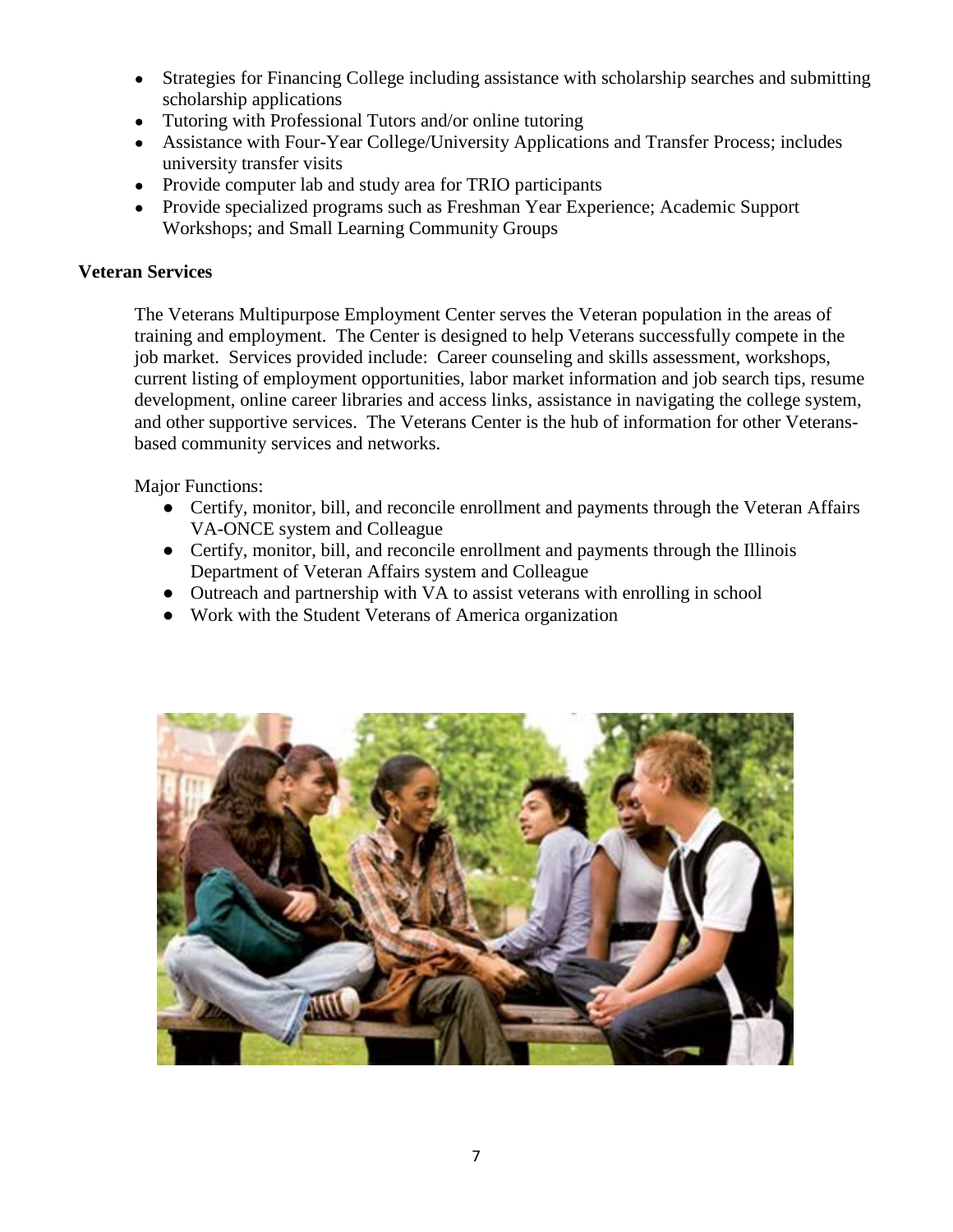- Strategies for Financing College including assistance with scholarship searches and submitting scholarship applications
- Tutoring with Professional Tutors and/or online tutoring
- Assistance with Four-Year College/University Applications and Transfer Process; includes university transfer visits
- Provide computer lab and study area for TRIO participants
- Provide specialized programs such as Freshman Year Experience; Academic Support Workshops; and Small Learning Community Groups

**Veteran Services**

The Veterans Multipurpose Employment Center serves the Veteran population in the areas of training and employment. The Center is designed to help Veterans successfully compete in the job market. Services provided include: Career counseling and skills assessment, workshops, current listing of employment opportunities, labor market information and job search tips, resume development, online career libraries and access links, assistance in navigating the college system, and other supportive services. The Veterans Center is the hub of information for other Veterans-based community services and networks.

Major Functions:

- Certify, monitor, bill, and reconcile enrollment and payments through the Veteran Affairs VA-ONCE system and Colleague
- Certify, monitor, bill, and reconcile enrollment and payments through the Illinois Department of Veteran Affairs system and Colleague
- Outreach and partnership with VA to assist veterans with enrolling in school
- Work with the Student Veterans of America organization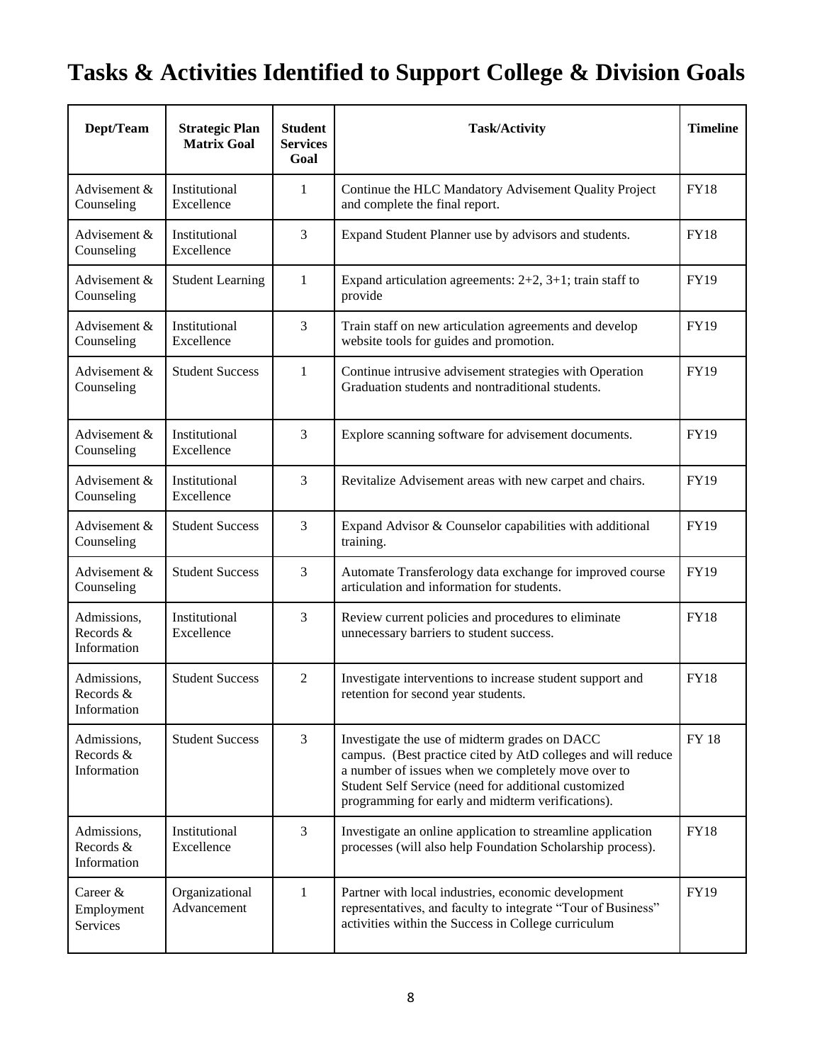# Tasks & Activities Identified to Support College & Division Goals

| Dept/Team | Strategic Plan Matrix Goal | Student Services Goal | Task/Activity | Timeline |
|---|---|---|---|---|
| Advisement & Counseling | Institutional Excellence | 1 | Continue the HLC Mandatory Advisement Quality Project and complete the final report. | FY18 |
| Advisement & Counseling | Institutional Excellence | 3 | Expand Student Planner use by advisors and students. | FY18 |
| Advisement & Counseling | Student Learning | 1 | Expand articulation agreements: 2+2, 3+1; train staff to provide | FY19 |
| Advisement & Counseling | Institutional Excellence | 3 | Train staff on new articulation agreements and develop website tools for guides and promotion. | FY19 |
| Advisement & Counseling | Student Success | 1 | Continue intrusive advisement strategies with Operation Graduation students and nontraditional students. | FY19 |
| Advisement & Counseling | Institutional Excellence | 3 | Explore scanning software for advisement documents. | FY19 |
| Advisement & Counseling | Institutional Excellence | 3 | Revitalize Advisement areas with new carpet and chairs. | FY19 |
| Advisement & Counseling | Student Success | 3 | Expand Advisor & Counselor capabilities with additional training. | FY19 |
| Advisement & Counseling | Student Success | 3 | Automate Transferology data exchange for improved course articulation and information for students. | FY19 |
| Admissions, Records & Information | Institutional Excellence | 3 | Review current policies and procedures to eliminate unnecessary barriers to student success. | FY18 |
| Admissions, Records & Information | Student Success | 2 | Investigate interventions to increase student support and retention for second year students. | FY18 |
| Admissions, Records & Information | Student Success | 3 | Investigate the use of midterm grades on DACC campus. (Best practice cited by AtD colleges and will reduce a number of issues when we completely move over to Student Self Service (need for additional customized programming for early and midterm verifications). | FY 18 |
| Admissions, Records & Information | Institutional Excellence | 3 | Investigate an online application to streamline application processes (will also help Foundation Scholarship process). | FY18 |
| Career & Employment Services | Organizational Advancement | 1 | Partner with local industries, economic development representatives, and faculty to integrate "Tour of Business" activities within the Success in College curriculum | FY19 |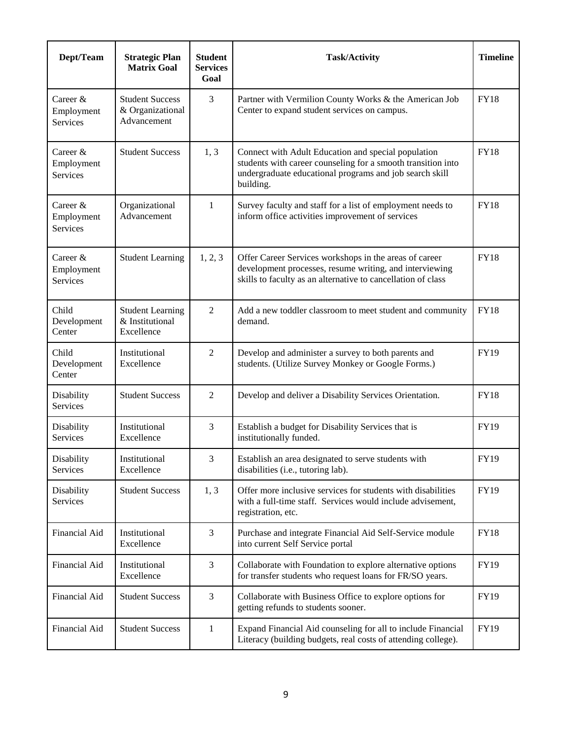| Dept/Team | Strategic Plan Matrix Goal | Student Services Goal | Task/Activity | Timeline |
|---|---|---|---|---|
| Career & Employment Services | Student Success & Organizational Advancement | 3 | Partner with Vermilion County Works & the American Job Center to expand student services on campus. | FY18 |
| Career & Employment Services | Student Success | 1, 3 | Connect with Adult Education and special population students with career counseling for a smooth transition into undergraduate educational programs and job search skill building. | FY18 |
| Career & Employment Services | Organizational Advancement | 1 | Survey faculty and staff for a list of employment needs to inform office activities improvement of services | FY18 |
| Career & Employment Services | Student Learning | 1, 2, 3 | Offer Career Services workshops in the areas of career development processes, resume writing, and interviewing skills to faculty as an alternative to cancellation of class | FY18 |
| Child Development Center | Student Learning & Institutional Excellence | 2 | Add a new toddler classroom to meet student and community demand. | FY18 |
| Child Development Center | Institutional Excellence | 2 | Develop and administer a survey to both parents and students. (Utilize Survey Monkey or Google Forms.) | FY19 |
| Disability Services | Student Success | 2 | Develop and deliver a Disability Services Orientation. | FY18 |
| Disability Services | Institutional Excellence | 3 | Establish a budget for Disability Services that is institutionally funded. | FY19 |
| Disability Services | Institutional Excellence | 3 | Establish an area designated to serve students with disabilities (i.e., tutoring lab). | FY19 |
| Disability Services | Student Success | 1, 3 | Offer more inclusive services for students with disabilities with a full-time staff. Services would include advisement, registration, etc. | FY19 |
| Financial Aid | Institutional Excellence | 3 | Purchase and integrate Financial Aid Self-Service module into current Self Service portal | FY18 |
| Financial Aid | Institutional Excellence | 3 | Collaborate with Foundation to explore alternative options for transfer students who request loans for FR/SO years. | FY19 |
| Financial Aid | Student Success | 3 | Collaborate with Business Office to explore options for getting refunds to students sooner. | FY19 |
| Financial Aid | Student Success | 1 | Expand Financial Aid counseling for all to include Financial Literacy (building budgets, real costs of attending college). | FY19 |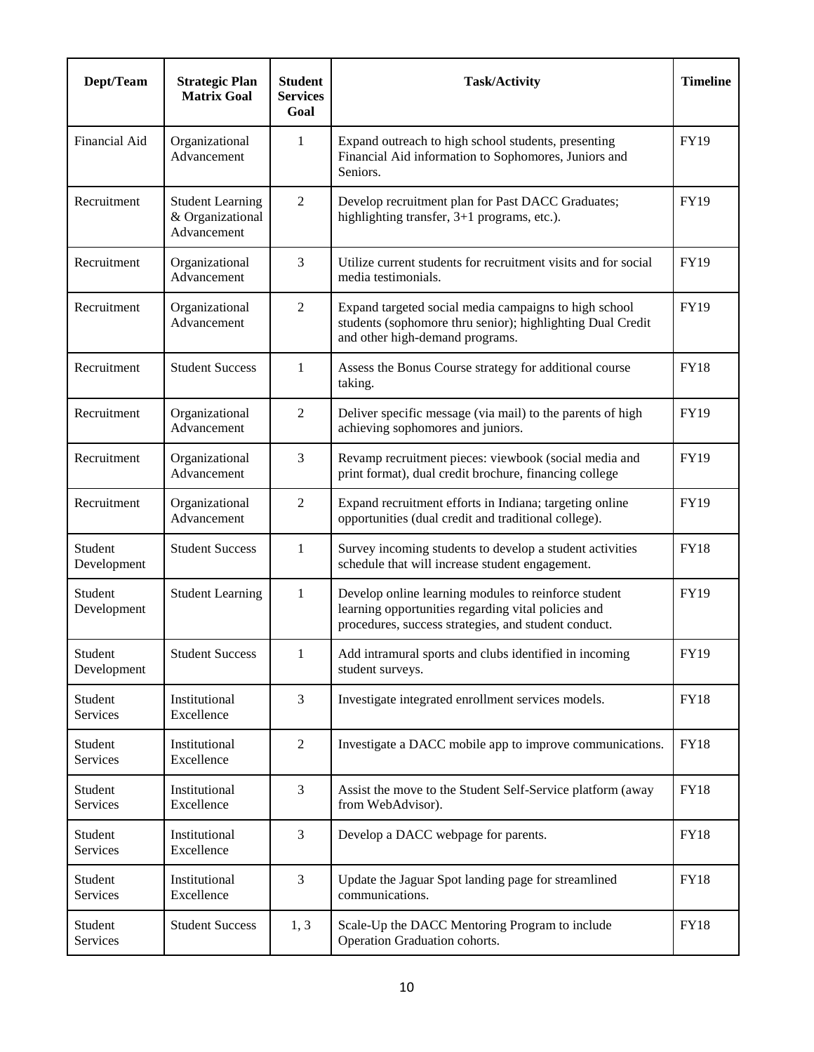| Dept/Team | Strategic Plan Matrix Goal | Student Services Goal | Task/Activity | Timeline |
|---|---|---|---|---|
| Financial Aid | Organizational Advancement | 1 | Expand outreach to high school students, presenting Financial Aid information to Sophomores, Juniors and Seniors. | FY19 |
| Recruitment | Student Learning & Organizational Advancement | 2 | Develop recruitment plan for Past DACC Graduates; highlighting transfer, 3+1 programs, etc.). | FY19 |
| Recruitment | Organizational Advancement | 3 | Utilize current students for recruitment visits and for social media testimonials. | FY19 |
| Recruitment | Organizational Advancement | 2 | Expand targeted social media campaigns to high school students (sophomore thru senior); highlighting Dual Credit and other high-demand programs. | FY19 |
| Recruitment | Student Success | 1 | Assess the Bonus Course strategy for additional course taking. | FY18 |
| Recruitment | Organizational Advancement | 2 | Deliver specific message (via mail) to the parents of high achieving sophomores and juniors. | FY19 |
| Recruitment | Organizational Advancement | 3 | Revamp recruitment pieces: viewbook (social media and print format), dual credit brochure, financing college | FY19 |
| Recruitment | Organizational Advancement | 2 | Expand recruitment efforts in Indiana; targeting online opportunities (dual credit and traditional college). | FY19 |
| Student Development | Student Success | 1 | Survey incoming students to develop a student activities schedule that will increase student engagement. | FY18 |
| Student Development | Student Learning | 1 | Develop online learning modules to reinforce student learning opportunities regarding vital policies and procedures, success strategies, and student conduct. | FY19 |
| Student Development | Student Success | 1 | Add intramural sports and clubs identified in incoming student surveys. | FY19 |
| Student Services | Institutional Excellence | 3 | Investigate integrated enrollment services models. | FY18 |
| Student Services | Institutional Excellence | 2 | Investigate a DACC mobile app to improve communications. | FY18 |
| Student Services | Institutional Excellence | 3 | Assist the move to the Student Self-Service platform (away from WebAdvisor). | FY18 |
| Student Services | Institutional Excellence | 3 | Develop a DACC webpage for parents. | FY18 |
| Student Services | Institutional Excellence | 3 | Update the Jaguar Spot landing page for streamlined communications. | FY18 |
| Student Services | Student Success | 1, 3 | Scale-Up the DACC Mentoring Program to include Operation Graduation cohorts. | FY18 |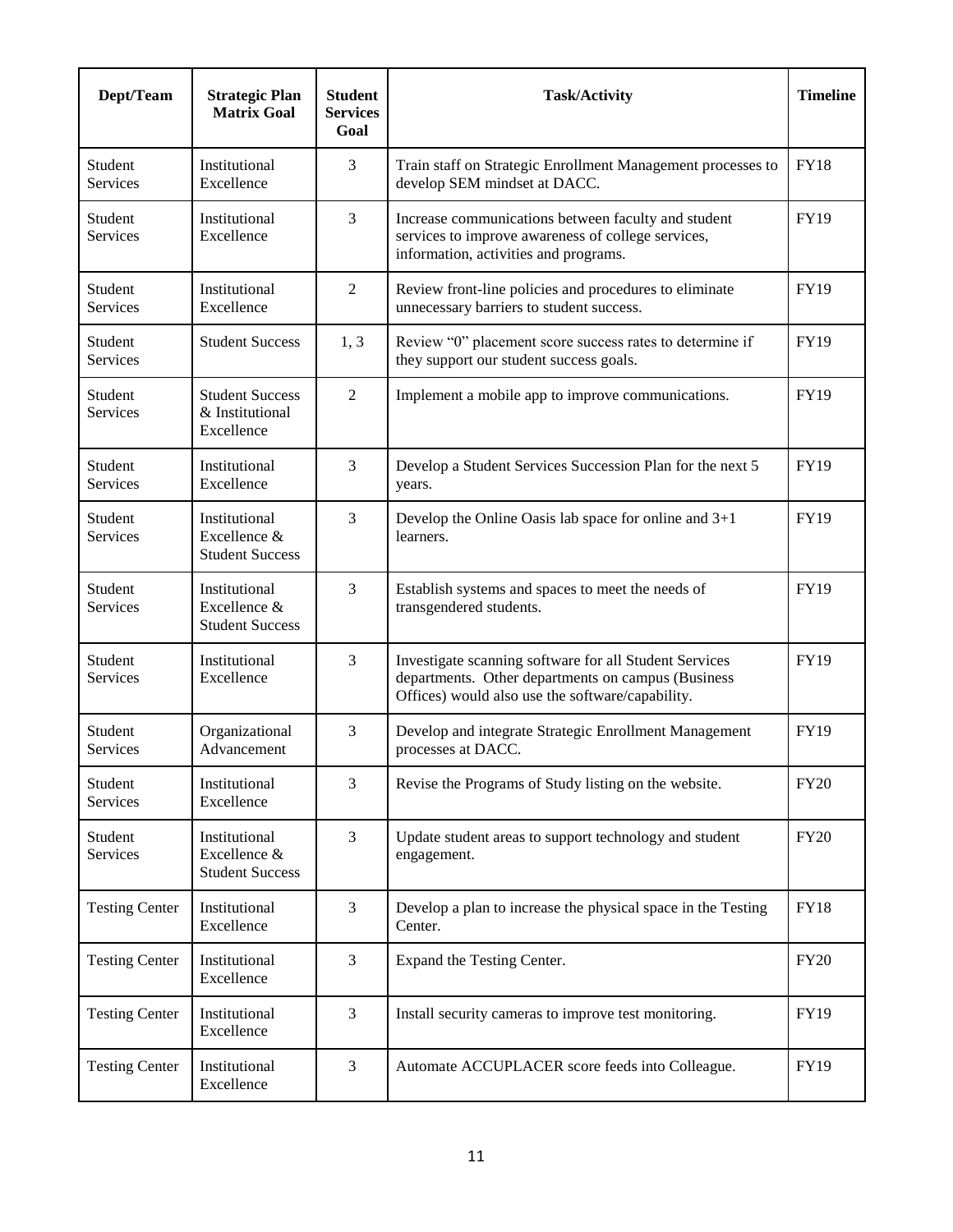| Dept/Team | Strategic Plan Matrix Goal | Student Services Goal | Task/Activity | Timeline |
|---|---|---|---|---|
| Student Services | Institutional Excellence | 3 | Train staff on Strategic Enrollment Management processes to develop SEM mindset at DACC. | FY18 |
| Student Services | Institutional Excellence | 3 | Increase communications between faculty and student services to improve awareness of college services, information, activities and programs. | FY19 |
| Student Services | Institutional Excellence | 2 | Review front-line policies and procedures to eliminate unnecessary barriers to student success. | FY19 |
| Student Services | Student Success | 1, 3 | Review "0" placement score success rates to determine if they support our student success goals. | FY19 |
| Student Services | Student Success & Institutional Excellence | 2 | Implement a mobile app to improve communications. | FY19 |
| Student Services | Institutional Excellence | 3 | Develop a Student Services Succession Plan for the next 5 years. | FY19 |
| Student Services | Institutional Excellence & Student Success | 3 | Develop the Online Oasis lab space for online and 3+1 learners. | FY19 |
| Student Services | Institutional Excellence & Student Success | 3 | Establish systems and spaces to meet the needs of transgendered students. | FY19 |
| Student Services | Institutional Excellence | 3 | Investigate scanning software for all Student Services departments. Other departments on campus (Business Offices) would also use the software/capability. | FY19 |
| Student Services | Organizational Advancement | 3 | Develop and integrate Strategic Enrollment Management processes at DACC. | FY19 |
| Student Services | Institutional Excellence | 3 | Revise the Programs of Study listing on the website. | FY20 |
| Student Services | Institutional Excellence & Student Success | 3 | Update student areas to support technology and student engagement. | FY20 |
| Testing Center | Institutional Excellence | 3 | Develop a plan to increase the physical space in the Testing Center. | FY18 |
| Testing Center | Institutional Excellence | 3 | Expand the Testing Center. | FY20 |
| Testing Center | Institutional Excellence | 3 | Install security cameras to improve test monitoring. | FY19 |
| Testing Center | Institutional Excellence | 3 | Automate ACCUPLACER score feeds into Colleague. | FY19 |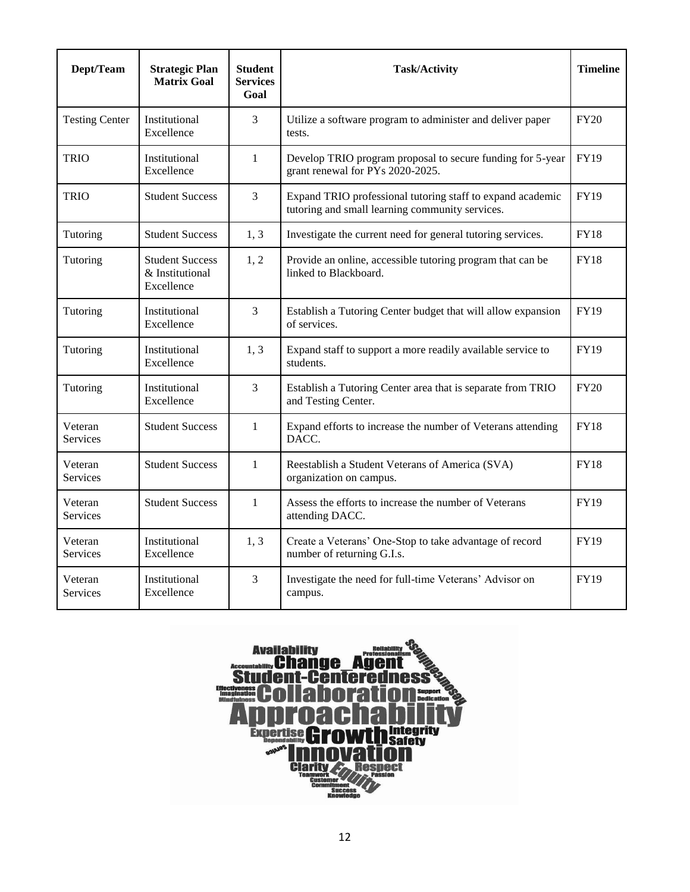| Dept/Team | Strategic Plan Matrix Goal | Student Services Goal | Task/Activity | Timeline |
|---|---|---|---|---|
| Testing Center | Institutional Excellence | 3 | Utilize a software program to administer and deliver paper tests. | FY20 |
| TRIO | Institutional Excellence | 1 | Develop TRIO program proposal to secure funding for 5-year grant renewal for PYs 2020-2025. | FY19 |
| TRIO | Student Success | 3 | Expand TRIO professional tutoring staff to expand academic tutoring and small learning community services. | FY19 |
| Tutoring | Student Success | 1, 3 | Investigate the current need for general tutoring services. | FY18 |
| Tutoring | Student Success & Institutional Excellence | 1, 2 | Provide an online, accessible tutoring program that can be linked to Blackboard. | FY18 |
| Tutoring | Institutional Excellence | 3 | Establish a Tutoring Center budget that will allow expansion of services. | FY19 |
| Tutoring | Institutional Excellence | 1, 3 | Expand staff to support a more readily available service to students. | FY19 |
| Tutoring | Institutional Excellence | 3 | Establish a Tutoring Center area that is separate from TRIO and Testing Center. | FY20 |
| Veteran Services | Student Success | 1 | Expand efforts to increase the number of Veterans attending DACC. | FY18 |
| Veteran Services | Student Success | 1 | Reestablish a Student Veterans of America (SVA) organization on campus. | FY18 |
| Veteran Services | Student Success | 1 | Assess the efforts to increase the number of Veterans attending DACC. | FY19 |
| Veteran Services | Institutional Excellence | 1, 3 | Create a Veterans' One-Stop to take advantage of record number of returning G.I.s. | FY19 |
| Veteran Services | Institutional Excellence | 3 | Investigate the need for full-time Veterans' Advisor on campus. | FY19 |

Availability
Reliability
Professionalism
Resourcefulness
Accountability
Change Agent
Student-Centeredness
Effectiveness
Imagination
Mindfulness
Collaboration
Support
Dedication
Approachability
Expertise
Dependability
Growth
Integrity
Safety
Service
Innovation
Clarity
Equity
Respect
Teamwork
Passion
Customer
Commitment
Success
Knowledge